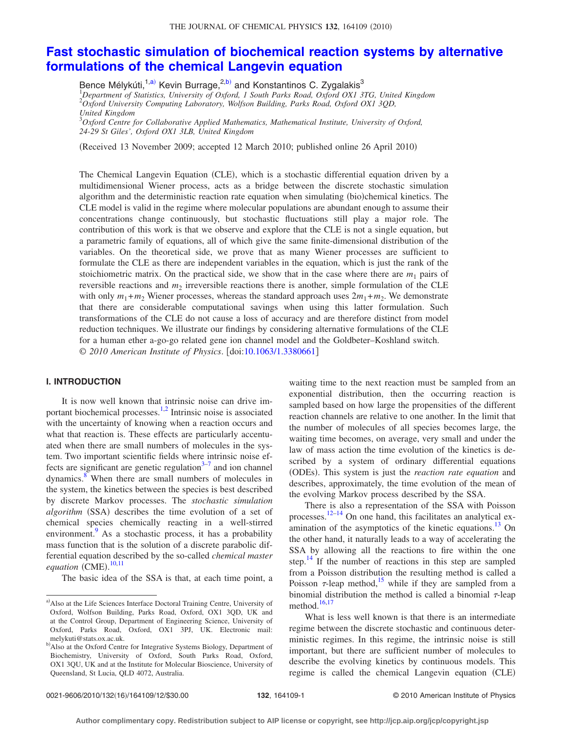# Fast stochastic simulation of biochemical reaction systems by alternative formulations of the chemical Langevin equation

Bence Mélykúti,[1,a)] Kevin Burrage,[2,b)] and Konstantinos C. Zygalakis[3]

[1]*Department of Statistics, University of Oxford, 1 South Parks Road, Oxford OX1 3TG, United Kingdom*
[2]*Oxford University Computing Laboratory, Wolfson Building, Parks Road, Oxford OX1 3QD, United Kingdom*
[3]*Oxford Centre for Collaborative Applied Mathematics, Mathematical Institute, University of Oxford, 24-29 St Giles', Oxford OX1 3LB, United Kingdom*

(Received 13 November 2009; accepted 12 March 2010; published online 26 April 2010)

The Chemical Langevin Equation (CLE), which is a stochastic differential equation driven by a multidimensional Wiener process, acts as a bridge between the discrete stochastic simulation algorithm and the deterministic reaction rate equation when simulating (bio)chemical kinetics. The CLE model is valid in the regime where molecular populations are abundant enough to assume their concentrations change continuously, but stochastic fluctuations still play a major role. The contribution of this work is that we observe and explore that the CLE is not a single equation, but a parametric family of equations, all of which give the same finite-dimensional distribution of the variables. On the theoretical side, we prove that as many Wiener processes are sufficient to formulate the CLE as there are independent variables in the equation, which is just the rank of the stoichiometric matrix. On the practical side, we show that in the case where there are $m_1$ pairs of reversible reactions and $m_2$ irreversible reactions there is another, simple formulation of the CLE with only $m_1+m_2$ Wiener processes, whereas the standard approach uses $2m_1+m_2$. We demonstrate that there are considerable computational savings when using this latter formulation. Such transformations of the CLE do not cause a loss of accuracy and are therefore distinct from model reduction techniques. We illustrate our findings by considering alternative formulations of the CLE for a human ether a-go-go related gene ion channel model and the Goldbeter–Koshland switch. © *2010 American Institute of Physics*. [doi:10.1063/1.3380661]

## I. INTRODUCTION

It is now well known that intrinsic noise can drive important biochemical processes.[1,2] Intrinsic noise is associated with the uncertainty of knowing when a reaction occurs and what that reaction is. These effects are particularly accentuated when there are small numbers of molecules in the system. Two important scientific fields where intrinsic noise effects are significant are genetic regulation[3–7] and ion channel dynamics.[8] When there are small numbers of molecules in the system, the kinetics between the species is best described by discrete Markov processes. The *stochastic simulation algorithm* (SSA) describes the time evolution of a set of chemical species chemically reacting in a well-stirred environment.[9] As a stochastic process, it has a probability mass function that is the solution of a discrete parabolic differential equation described by the so-called *chemical master equation* (CME).[10,11]

The basic idea of the SSA is that, at each time point, a waiting time to the next reaction must be sampled from an exponential distribution, then the occurring reaction is sampled based on how large the propensities of the different reaction channels are relative to one another. In the limit that the number of molecules of all species becomes large, the waiting time becomes, on average, very small and under the law of mass action the time evolution of the kinetics is described by a system of ordinary differential equations (ODEs). This system is just the *reaction rate equation* and describes, approximately, the time evolution of the mean of the evolving Markov process described by the SSA.

There is also a representation of the SSA with Poisson processes.[12–14] On one hand, this facilitates an analytical examination of the asymptotics of the kinetic equations.[13] On the other hand, it naturally leads to a way of accelerating the SSA by allowing all the reactions to fire within the one step.[14] If the number of reactions in this step are sampled from a Poisson distribution the resulting method is called a Poisson $\tau$-leap method,[15] while if they are sampled from a binomial distribution the method is called a binomial $\tau$-leap method.[16,17]

What is less well known is that there is an intermediate regime between the discrete stochastic and continuous deterministic regimes. In this regime, the intrinsic noise is still important, but there are sufficient number of molecules to describe the evolving kinetics by continuous models. This regime is called the chemical Langevin equation (CLE)

---

a)Also at the Life Sciences Interface Doctoral Training Centre, University of Oxford, Wolfson Building, Parks Road, Oxford, OX1 3QD, UK and at the Control Group, Department of Engineering Science, University of Oxford, Parks Road, Oxford, OX1 3PJ, UK. Electronic mail: melykuti@stats.ox.ac.uk.

b)Also at the Oxford Centre for Integrative Systems Biology, Department of Biochemistry, University of Oxford, South Parks Road, Oxford, OX1 3QU, UK and at the Institute for Molecular Bioscience, University of Queensland, St Lucia, QLD 4072, Australia.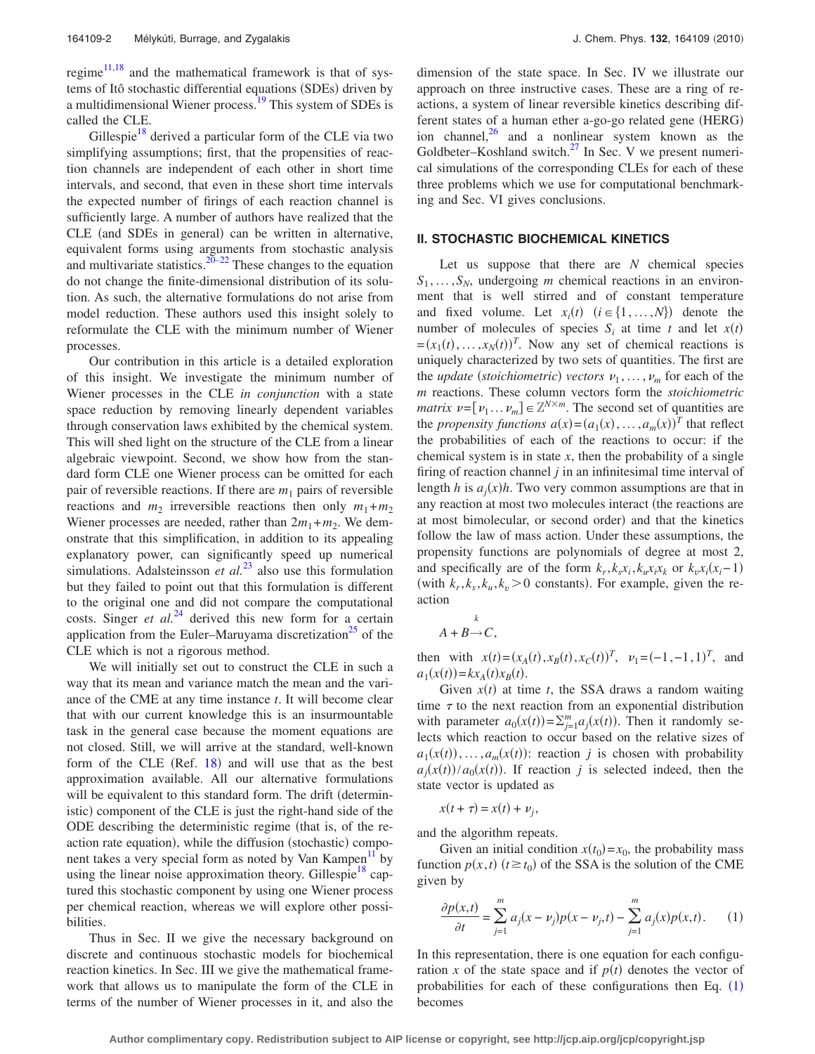regime[11,18] and the mathematical framework is that of systems of Itô stochastic differential equations (SDEs) driven by a multidimensional Wiener process.[19] This system of SDEs is called the CLE.

Gillespie[18] derived a particular form of the CLE via two simplifying assumptions; first, that the propensities of reaction channels are independent of each other in short time intervals, and second, that even in these short time intervals the expected number of firings of each reaction channel is sufficiently large. A number of authors have realized that the CLE (and SDEs in general) can be written in alternative, equivalent forms using arguments from stochastic analysis and multivariate statistics.[20–22] These changes to the equation do not change the finite-dimensional distribution of its solution. As such, the alternative formulations do not arise from model reduction. These authors used this insight solely to reformulate the CLE with the minimum number of Wiener processes.

Our contribution in this article is a detailed exploration of this insight. We investigate the minimum number of Wiener processes in the CLE *in conjunction* with a state space reduction by removing linearly dependent variables through conservation laws exhibited by the chemical system. This will shed light on the structure of the CLE from a linear algebraic viewpoint. Second, we show how from the standard form CLE one Wiener process can be omitted for each pair of reversible reactions. If there are $m_1$ pairs of reversible reactions and $m_2$ irreversible reactions then only $m_1+m_2$ Wiener processes are needed, rather than $2m_1+m_2$. We demonstrate that this simplification, in addition to its appealing explanatory power, can significantly speed up numerical simulations. Adalsteinsson *et al.*[23] also use this formulation but they failed to point out that this formulation is different to the original one and did not compare the computational costs. Singer *et al.*[24] derived this new form for a certain application from the Euler–Maruyama discretization[25] of the CLE which is not a rigorous method.

We will initially set out to construct the CLE in such a way that its mean and variance match the mean and the variance of the CME at any time instance $t$. It will become clear that with our current knowledge this is an insurmountable task in the general case because the moment equations are not closed. Still, we will arrive at the standard, well-known form of the CLE (Ref. 18) and will use that as the best approximation available. All our alternative formulations will be equivalent to this standard form. The drift (deterministic) component of the CLE is just the right-hand side of the ODE describing the deterministic regime (that is, of the reaction rate equation), while the diffusion (stochastic) component takes a very special form as noted by Van Kampen[11] by using the linear noise approximation theory. Gillespie[18] captured this stochastic component by using one Wiener process per chemical reaction, whereas we will explore other possibilities.

Thus in Sec. II we give the necessary background on discrete and continuous stochastic models for biochemical reaction kinetics. In Sec. III we give the mathematical framework that allows us to manipulate the form of the CLE in terms of the number of Wiener processes in it, and also the dimension of the state space. In Sec. IV we illustrate our approach on three instructive cases. These are a ring of reactions, a system of linear reversible kinetics describing different states of a human ether a-go-go related gene (HERG) ion channel,[26] and a nonlinear system known as the Goldbeter–Koshland switch.[27] In Sec. V we present numerical simulations of the corresponding CLEs for each of these three problems which we use for computational benchmarking and Sec. VI gives conclusions.

## II. STOCHASTIC BIOCHEMICAL KINETICS

Let us suppose that there are $N$ chemical species $S_1,\ldots,S_N$, undergoing $m$ chemical reactions in an environment that is well stirred and of constant temperature and fixed volume. Let $x_i(t)$ $(i\in\{1,\ldots,N\})$ denote the number of molecules of species $S_i$ at time $t$ and let $x(t)=(x_1(t),\ldots,x_N(t))^T$. Now any set of chemical reactions is uniquely characterized by two sets of quantities. The first are the *update* (*stoichiometric*) *vectors* $\nu_1,\ldots,\nu_m$ for each of the $m$ reactions. These column vectors form the *stoichiometric matrix* $\nu=[\nu_1\ldots\nu_m]\in\mathbb{Z}^{N\times m}$. The second set of quantities are the *propensity functions* $a(x)=(a_1(x),\ldots,a_m(x))^T$ that reflect the probabilities of each of the reactions to occur: if the chemical system is in state $x$, then the probability of a single firing of reaction channel $j$ in an infinitesimal time interval of length $h$ is $a_j(x)h$. Two very common assumptions are that in any reaction at most two molecules interact (the reactions are at most bimolecular, or second order) and that the kinetics follow the law of mass action. Under these assumptions, the propensity functions are polynomials of degree at most 2, and specifically are of the form $k_r, k_s x_i, k_u x_i x_k$ or $k_v x_i(x_i-1)$ (with $k_r,k_s,k_u,k_v>0$ constants). For example, given the reaction

$$A+B\xrightarrow{k}C,$$

then with $x(t)=(x_A(t),x_B(t),x_C(t))^T$, $\nu_1=(-1,-1,1)^T$, and $a_1(x(t))=kx_A(t)x_B(t)$.

Given $x(t)$ at time $t$, the SSA draws a random waiting time $\tau$ to the next reaction from an exponential distribution with parameter $a_0(x(t))=\Sigma_{j=1}^m a_j(x(t))$. Then it randomly selects which reaction to occur based on the relative sizes of $a_1(x(t)),\ldots,a_m(x(t))$: reaction $j$ is chosen with probability $a_j(x(t))/a_0(x(t))$. If reaction $j$ is selected indeed, then the state vector is updated as

$$x(t+\tau)=x(t)+\nu_j,$$

and the algorithm repeats.

Given an initial condition $x(t_0)=x_0$, the probability mass function $p(x,t)$ $(t\ge t_0)$ of the SSA is the solution of the CME given by

$$\frac{\partial p(x,t)}{\partial t}=\sum_{j=1}^m a_j(x-\nu_j)p(x-\nu_j,t)-\sum_{j=1}^m a_j(x)p(x,t). \qquad (1)$$

In this representation, there is one equation for each configuration $x$ of the state space and if $p(t)$ denotes the vector of probabilities for each of these configurations then Eq. (1) becomes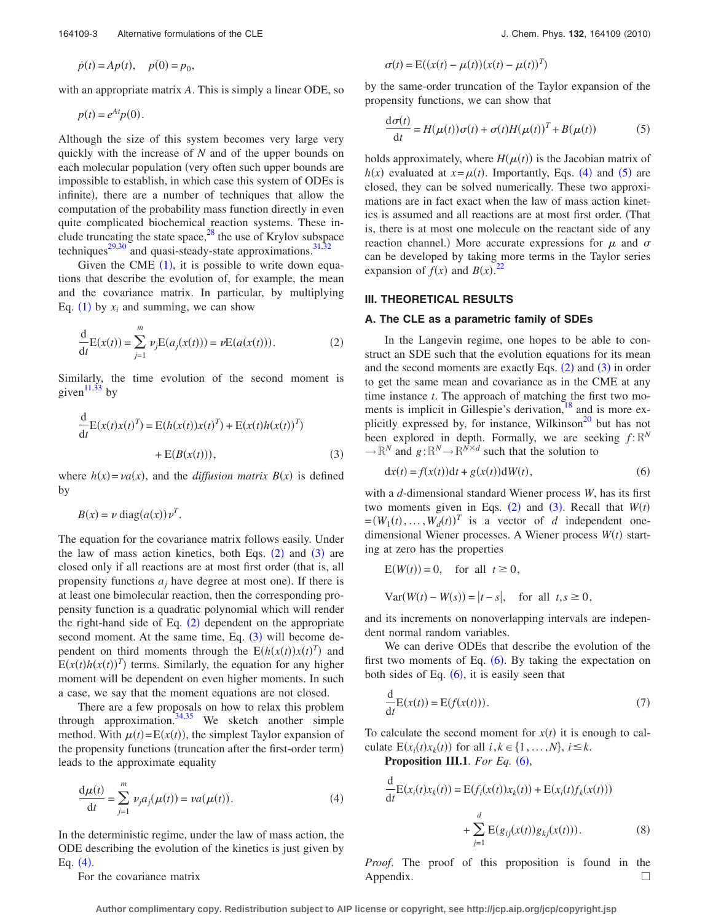$$\dot{p}(t) = Ap(t), \quad p(0) = p_0,$$

with an appropriate matrix $A$. This is simply a linear ODE, so

$$p(t) = e^{At}p(0).$$

Although the size of this system becomes very large very quickly with the increase of $N$ and of the upper bounds on each molecular population (very often such upper bounds are impossible to establish, in which case this system of ODEs is infinite), there are a number of techniques that allow the computation of the probability mass function directly in even quite complicated biochemical reaction systems. These include truncating the state space,[28] the use of Krylov subspace techniques[29,30] and quasi-steady-state approximations.[31,32]

Given the CME (1), it is possible to write down equations that describe the evolution of, for example, the mean and the covariance matrix. In particular, by multiplying Eq. (1) by $x_i$ and summing, we can show

$$\frac{\mathrm{d}}{\mathrm{d}t}\mathrm{E}(x(t)) = \sum_{j=1}^{m} \nu_j \mathrm{E}(a_j(x(t))) = \nu \mathrm{E}(a(x(t))). \tag{2}$$

Similarly, the time evolution of the second moment is given[11,33] by

$$\frac{\mathrm{d}}{\mathrm{d}t}\mathrm{E}(x(t)x(t)^T) = \mathrm{E}(h(x(t))x(t)^T) + \mathrm{E}(x(t)h(x(t))^T) + \mathrm{E}(B(x(t))), \tag{3}$$

where $h(x) = \nu a(x)$, and the *diffusion matrix* $B(x)$ is defined by

$$B(x) = \nu \,\mathrm{diag}(a(x))\nu^T.$$

The equation for the covariance matrix follows easily. Under the law of mass action kinetics, both Eqs. (2) and (3) are closed only if all reactions are at most first order (that is, all propensity functions $a_j$ have degree at most one). If there is at least one bimolecular reaction, then the corresponding propensity function is a quadratic polynomial which will render the right-hand side of Eq. (2) dependent on the appropriate second moment. At the same time, Eq. (3) will become dependent on third moments through the $\mathrm{E}(h(x(t))x(t)^T)$ and $\mathrm{E}(x(t)h(x(t))^T)$ terms. Similarly, the equation for any higher moment will be dependent on even higher moments. In such a case, we say that the moment equations are not closed.

There are a few proposals on how to relax this problem through approximation.[34,35] We sketch another simple method. With $\mu(t) = \mathrm{E}(x(t))$, the simplest Taylor expansion of the propensity functions (truncation after the first-order term) leads to the approximate equality

$$\frac{\mathrm{d}\mu(t)}{\mathrm{d}t} = \sum_{j=1}^{m} \nu_j a_j(\mu(t)) = \nu a(\mu(t)). \tag{4}$$

In the deterministic regime, under the law of mass action, the ODE describing the evolution of the kinetics is just given by Eq. (4).

For the covariance matrix

$$\sigma(t) = \mathrm{E}((x(t) - \mu(t))(x(t) - \mu(t))^T)$$

by the same-order truncation of the Taylor expansion of the propensity functions, we can show that

$$\frac{\mathrm{d}\sigma(t)}{\mathrm{d}t} = H(\mu(t))\sigma(t) + \sigma(t)H(\mu(t))^T + B(\mu(t)) \tag{5}$$

holds approximately, where $H(\mu(t))$ is the Jacobian matrix of $h(x)$ evaluated at $x = \mu(t)$. Importantly, Eqs. (4) and (5) are closed, they can be solved numerically. These two approximations are in fact exact when the law of mass action kinetics is assumed and all reactions are at most first order. (That is, there is at most one molecule on the reactant side of any reaction channel.) More accurate expressions for $\mu$ and $\sigma$ can be developed by taking more terms in the Taylor series expansion of $f(x)$ and $B(x)$.[22]

## III. THEORETICAL RESULTS

### A. The CLE as a parametric family of SDEs

In the Langevin regime, one hopes to be able to construct an SDE such that the evolution equations for its mean and the second moments are exactly Eqs. (2) and (3) in order to get the same mean and covariance as in the CME at any time instance $t$. The approach of matching the first two moments is implicit in Gillespie's derivation,[18] and is more explicitly expressed by, for instance, Wilkinson[20] but has not been explored in depth. Formally, we are seeking $f:\mathbb{R}^N \to \mathbb{R}^N$ and $g:\mathbb{R}^N \to \mathbb{R}^{N\times d}$ such that the solution to

$$\mathrm{d}x(t) = f(x(t))\mathrm{d}t + g(x(t))\mathrm{d}W(t), \tag{6}$$

with a $d$-dimensional standard Wiener process $W$, has its first two moments given in Eqs. (2) and (3). Recall that $W(t) = (W_1(t), \ldots, W_d(t))^T$ is a vector of $d$ independent one-dimensional Wiener processes. A Wiener process $W(t)$ starting at zero has the properties

$$\mathrm{E}(W(t)) = 0, \quad \text{for all } t \geq 0,$$

$$\mathrm{Var}(W(t) - W(s)) = |t - s|, \quad \text{for all } t,s \geq 0,$$

and its increments on nonoverlapping intervals are independent normal random variables.

We can derive ODEs that describe the evolution of the first two moments of Eq. (6). By taking the expectation on both sides of Eq. (6), it is easily seen that

$$\frac{\mathrm{d}}{\mathrm{d}t}\mathrm{E}(x(t)) = \mathrm{E}(f(x(t))). \tag{7}$$

To calculate the second moment for $x(t)$ it is enough to calculate $\mathrm{E}(x_i(t)x_k(t))$ for all $i,k \in \{1, \ldots, N\}$, $i \leq k$.

**Proposition III.1**. *For Eq.* (6),

$$\frac{\mathrm{d}}{\mathrm{d}t}\mathrm{E}(x_i(t)x_k(t)) = \mathrm{E}(f_i(x(t))x_k(t)) + \mathrm{E}(x_i(t)f_k(x(t))) + \sum_{j=1}^{d} \mathrm{E}(g_{ij}(x(t))g_{kj}(x(t))). \tag{8}$$

*Proof*. The proof of this proposition is found in the Appendix. □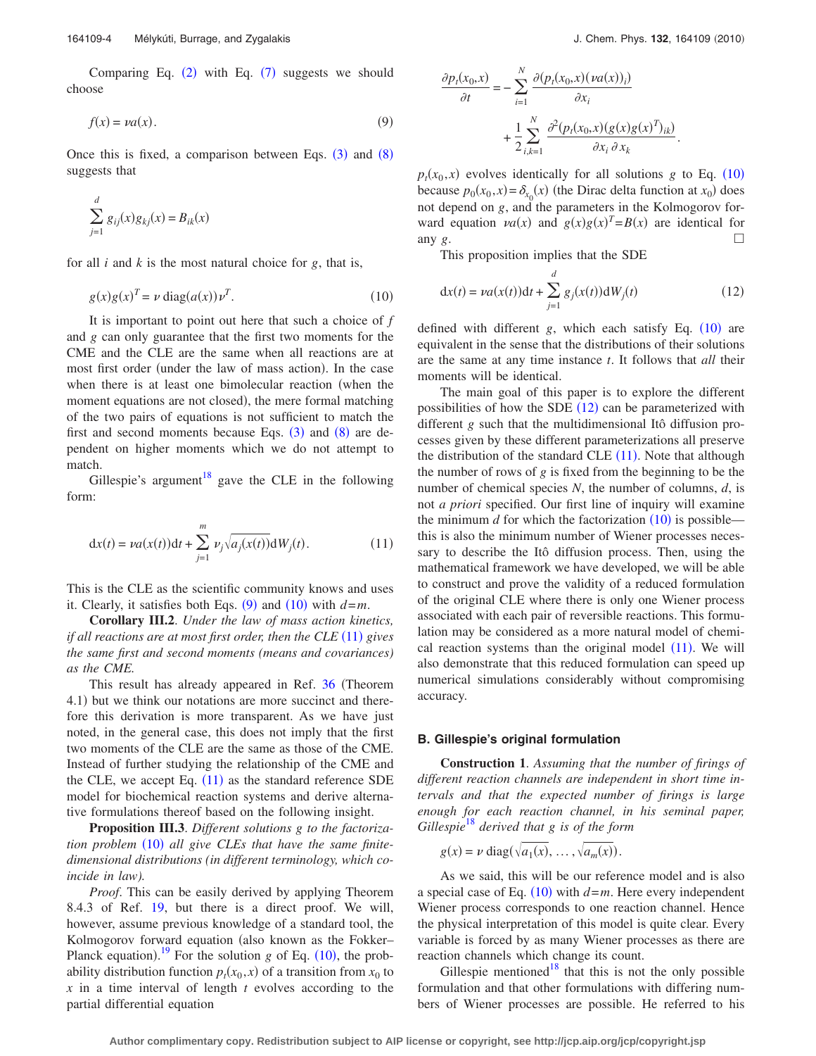Comparing Eq. (2) with Eq. (7) suggests we should choose

$$f(x) = \nu a(x). \tag{9}$$

Once this is fixed, a comparison between Eqs. (3) and (8) suggests that

$$\sum_{j=1}^{d} g_{ij}(x) g_{kj}(x) = B_{ik}(x)$$

for all $i$ and $k$ is the most natural choice for $g$, that is,

$$g(x)g(x)^T = \nu \operatorname{diag}(a(x))\nu^T. \tag{10}$$

It is important to point out here that such a choice of $f$ and $g$ can only guarantee that the first two moments for the CME and the CLE are the same when all reactions are at most first order (under the law of mass action). In the case when there is at least one bimolecular reaction (when the moment equations are not closed), the mere formal matching of the two pairs of equations is not sufficient to match the first and second moments because Eqs. (3) and (8) are dependent on higher moments which we do not attempt to match.

Gillespie's argument[18] gave the CLE in the following form:

$$\mathrm{d}x(t) = \nu a(x(t))\mathrm{d}t + \sum_{j=1}^{m} \nu_j \sqrt{a_j(x(t))}\mathrm{d}W_j(t). \tag{11}$$

This is the CLE as the scientific community knows and uses it. Clearly, it satisfies both Eqs. (9) and (10) with $d=m$.

**Corollary III.2**. *Under the law of mass action kinetics, if all reactions are at most first order, then the CLE (11) gives the same first and second moments (means and covariances) as the CME.*

This result has already appeared in Ref. 36 (Theorem 4.1) but we think our notations are more succinct and therefore this derivation is more transparent. As we have just noted, in the general case, this does not imply that the first two moments of the CLE are the same as those of the CME. Instead of further studying the relationship of the CME and the CLE, we accept Eq. (11) as the standard reference SDE model for biochemical reaction systems and derive alternative formulations thereof based on the following insight.

**Proposition III.3**. *Different solutions g to the factorization problem (10) all give CLEs that have the same finite-dimensional distributions (in different terminology, which coincide in law).*

*Proof*. This can be easily derived by applying Theorem 8.4.3 of Ref. 19, but there is a direct proof. We will, however, assume previous knowledge of a standard tool, the Kolmogorov forward equation (also known as the Fokker–Planck equation).[19] For the solution $g$ of Eq. (10), the probability distribution function $p_t(x_0,x)$ of a transition from $x_0$ to $x$ in a time interval of length $t$ evolves according to the partial differential equation

$$\frac{\partial p_t(x_0,x)}{\partial t} = -\sum_{i=1}^{N} \frac{\partial (p_t(x_0,x)(\nu a(x))_i)}{\partial x_i} + \frac{1}{2}\sum_{i,k=1}^{N} \frac{\partial^2 (p_t(x_0,x)(g(x)g(x)^T)_{ik})}{\partial x_i \partial x_k}.$$

$p_t(x_0,x)$ evolves identically for all solutions $g$ to Eq. (10) because $p_0(x_0,x)=\delta_{x_0}(x)$ (the Dirac delta function at $x_0$) does not depend on $g$, and the parameters in the Kolmogorov forward equation $\nu a(x)$ and $g(x)g(x)^T = B(x)$ are identical for any $g$. □

This proposition implies that the SDE

$$\mathrm{d}x(t) = \nu a(x(t))\mathrm{d}t + \sum_{j=1}^{d} g_j(x(t))\mathrm{d}W_j(t) \tag{12}$$

defined with different $g$, which each satisfy Eq. (10) are equivalent in the sense that the distributions of their solutions are the same at any time instance $t$. It follows that *all* their moments will be identical.

The main goal of this paper is to explore the different possibilities of how the SDE (12) can be parameterized with different $g$ such that the multidimensional Itô diffusion processes given by these different parameterizations all preserve the distribution of the standard CLE (11). Note that although the number of rows of $g$ is fixed from the beginning to be the number of chemical species $N$, the number of columns, $d$, is not *a priori* specified. Our first line of inquiry will examine the minimum $d$ for which the factorization (10) is possible—this is also the minimum number of Wiener processes necessary to describe the Itô diffusion process. Then, using the mathematical framework we have developed, we will be able to construct and prove the validity of a reduced formulation of the original CLE where there is only one Wiener process associated with each pair of reversible reactions. This formulation may be considered as a more natural model of chemical reaction systems than the original model (11). We will also demonstrate that this reduced formulation can speed up numerical simulations considerably without compromising accuracy.

## B. Gillespie's original formulation

**Construction 1**. *Assuming that the number of firings of different reaction channels are independent in short time intervals and that the expected number of firings is large enough for each reaction channel, in his seminal paper, Gillespie[18] derived that g is of the form*

$$g(x) = \nu \operatorname{diag}(\sqrt{a_1(x)}, \ldots, \sqrt{a_m(x)}).$$

As we said, this will be our reference model and is also a special case of Eq. (10) with $d=m$. Here every independent Wiener process corresponds to one reaction channel. Hence the physical interpretation of this model is quite clear. Every variable is forced by as many Wiener processes as there are reaction channels which change its count.

Gillespie mentioned[18] that this is not the only possible formulation and that other formulations with differing numbers of Wiener processes are possible. He referred to his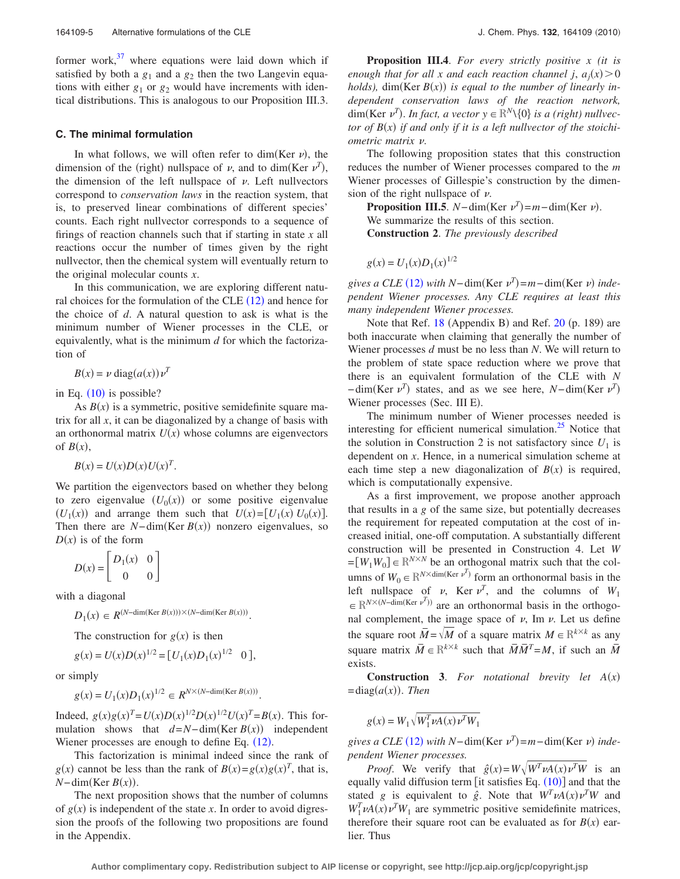former work,[37] where equations were laid down which if satisfied by both a $g_1$ and a $g_2$ then the two Langevin equations with either $g_1$ or $g_2$ would have increments with identical distributions. This is analogous to our Proposition III.3.

### C. The minimal formulation

In what follows, we will often refer to $\dim(\text{Ker}\,\nu)$, the dimension of the (right) nullspace of $\nu$, and to $\dim(\text{Ker}\,\nu^T)$, the dimension of the left nullspace of $\nu$. Left nullvectors correspond to *conservation laws* in the reaction system, that is, to preserved linear combinations of different species' counts. Each right nullvector corresponds to a sequence of firings of reaction channels such that if starting in state $x$ all reactions occur the number of times given by the right nullvector, then the chemical system will eventually return to the original molecular counts $x$.

In this communication, we are exploring different natural choices for the formulation of the CLE (12) and hence for the choice of $d$. A natural question to ask is what is the minimum number of Wiener processes in the CLE, or equivalently, what is the minimum $d$ for which the factorization of

$$B(x) = \nu\, \text{diag}(a(x))\nu^T$$

in Eq. (10) is possible?

As $B(x)$ is a symmetric, positive semidefinite square matrix for all $x$, it can be diagonalized by a change of basis with an orthonormal matrix $U(x)$ whose columns are eigenvectors of $B(x)$,

$$B(x) = U(x)D(x)U(x)^T.$$

We partition the eigenvectors based on whether they belong to zero eigenvalue $(U_0(x))$ or some positive eigenvalue $(U_1(x))$ and arrange them such that $U(x)=[U_1(x)\ U_0(x)]$. Then there are $N-\dim(\text{Ker}\,B(x))$ nonzero eigenvalues, so $D(x)$ is of the form

$$D(x) = \begin{bmatrix} D_1(x) & 0 \\ 0 & 0 \end{bmatrix}$$

with a diagonal

$$D_1(x) \in R^{(N-\dim(\text{Ker}\,B(x)))\times(N-\dim(\text{Ker}\,B(x)))}.$$

The construction for $g(x)$ is then

$$g(x) = U(x)D(x)^{1/2} = [U_1(x)D_1(x)^{1/2}\quad 0],$$

or simply

$$g(x) = U_1(x)D_1(x)^{1/2} \in R^{N\times(N-\dim(\text{Ker}\,B(x)))}.$$

Indeed, $g(x)g(x)^T = U(x)D(x)^{1/2}D(x)^{1/2}U(x)^T = B(x)$. This formulation shows that $d=N-\dim(\text{Ker}\,B(x))$ independent Wiener processes are enough to define Eq. (12).

This factorization is minimal indeed since the rank of $g(x)$ cannot be less than the rank of $B(x)=g(x)g(x)^T$, that is, $N-\dim(\text{Ker}\,B(x))$.

The next proposition shows that the number of columns of $g(x)$ is independent of the state $x$. In order to avoid digression the proofs of the following two propositions are found in the Appendix.

**Proposition III.4**. *For every strictly positive $x$ (it is enough that for all $x$ and each reaction channel $j$, $a_j(x)>0$ holds), $\dim(\text{Ker}\,B(x))$ is equal to the number of linearly independent conservation laws of the reaction network, $\dim(\text{Ker}\,\nu^T)$. In fact, a vector $y\in\mathbb{R}^N\backslash\{0\}$ is a (right) nullvector of $B(x)$ if and only if it is a left nullvector of the stoichiometric matrix $\nu$.*

The following proposition states that this construction reduces the number of Wiener processes compared to the $m$ Wiener processes of Gillespie's construction by the dimension of the right nullspace of $\nu$.

**Proposition III.5**. *$N-\dim(\text{Ker}\,\nu^T)=m-\dim(\text{Ker}\,\nu)$.*

We summarize the results of this section.

**Construction 2**. *The previously described*

$$g(x) = U_1(x)D_1(x)^{1/2}$$

*gives a CLE (12) with $N-\dim(\text{Ker}\,\nu^T)=m-\dim(\text{Ker}\,\nu)$ independent Wiener processes. Any CLE requires at least this many independent Wiener processes.*

Note that Ref. 18 (Appendix B) and Ref. 20 (p. 189) are both inaccurate when claiming that generally the number of Wiener processes $d$ must be no less than $N$. We will return to the problem of state space reduction where we prove that there is an equivalent formulation of the CLE with $N-\dim(\text{Ker}\,\nu^T)$ states, and as we see here, $N-\dim(\text{Ker}\,\nu^T)$ Wiener processes (Sec. III E).

The minimum number of Wiener processes needed is interesting for efficient numerical simulation.[25] Notice that the solution in Construction 2 is not satisfactory since $U_1$ is dependent on $x$. Hence, in a numerical simulation scheme at each time step a new diagonalization of $B(x)$ is required, which is computationally expensive.

As a first improvement, we propose another approach that results in a $g$ of the same size, but potentially decreases the requirement for repeated computation at the cost of increased initial, one-off computation. A substantially different construction will be presented in Construction 4. Let $W=[W_1 W_0]\in\mathbb{R}^{N\times N}$ be an orthogonal matrix such that the columns of $W_0\in\mathbb{R}^{N\times\dim(\text{Ker}\,\nu^T)}$ form an orthonormal basis in the left nullspace of $\nu$, $\text{Ker}\,\nu^T$, and the columns of $W_1\in\mathbb{R}^{N\times(N-\dim(\text{Ker}\,\nu^T))}$ are an orthonormal basis in the orthogonal complement, the image space of $\nu$, $\text{Im}\,\nu$. Let us define the square root $\bar{M}=\sqrt{M}$ of a square matrix $M\in\mathbb{R}^{k\times k}$ as any square matrix $\bar{M}\in\mathbb{R}^{k\times k}$ such that $\bar{M}\bar{M}^T=M$, if such an $\bar{M}$ exists.

**Construction 3**. *For notational brevity let $A(x)=\text{diag}(a(x))$. Then*

$$g(x) = W_1\sqrt{W_1^T\nu A(x)\nu^T W_1}$$

*gives a CLE (12) with $N-\dim(\text{Ker}\,\nu^T)=m-\dim(\text{Ker}\,\nu)$ independent Wiener processes.*

*Proof.* We verify that $\hat{g}(x)=W\sqrt{W^T\nu A(x)\nu^T W}$ is an equally valid diffusion term [it satisfies Eq. (10)] and that the stated $g$ is equivalent to $\hat{g}$. Note that $W^T\nu A(x)\nu^T W$ and $W_1^T\nu A(x)\nu^T W_1$ are symmetric positive semidefinite matrices, therefore their square root can be evaluated as for $B(x)$ earlier. Thus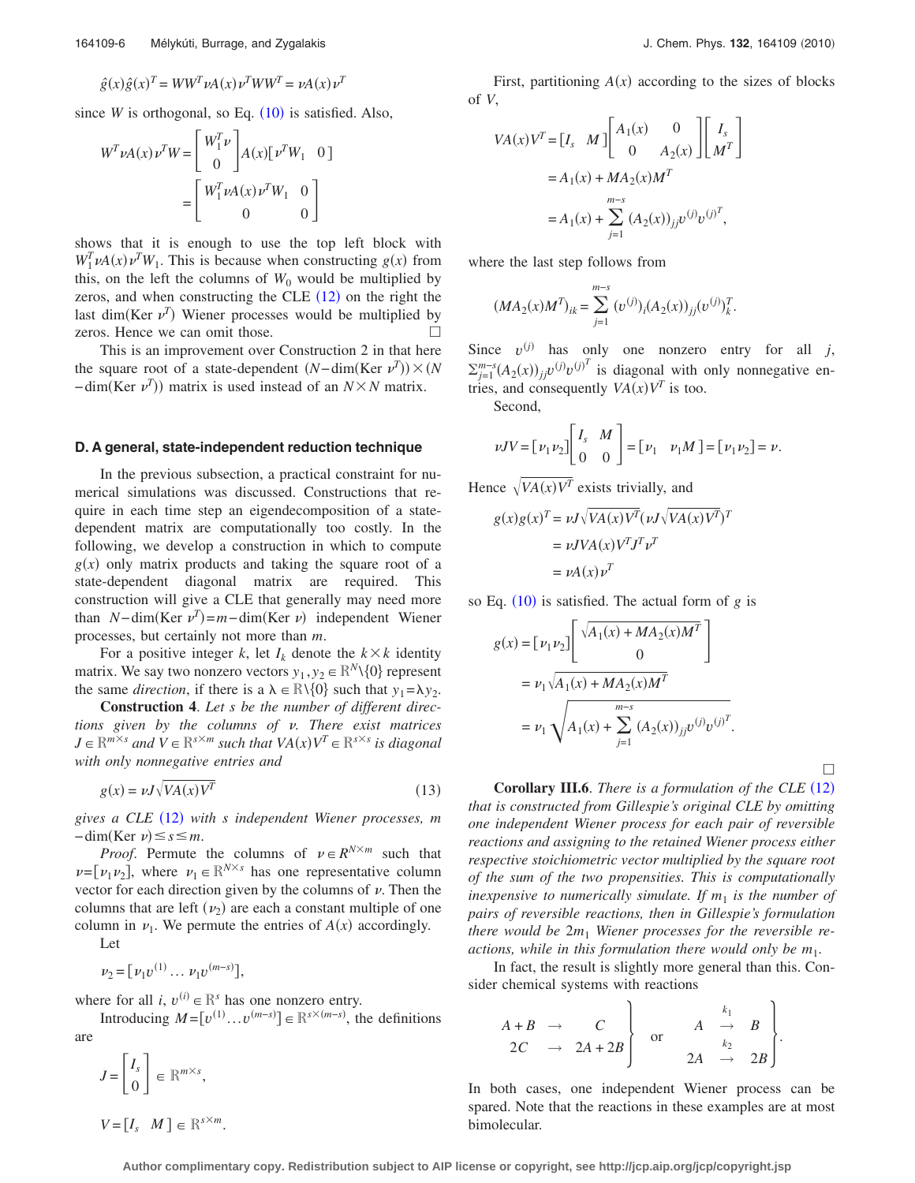$$\hat{g}(x)\hat{g}(x)^T = WW^T\nu A(x)\nu^T WW^T = \nu A(x)\nu^T$$

since $W$ is orthogonal, so Eq. (10) is satisfied. Also,

$$W^T\nu A(x)\nu^T W = \begin{bmatrix} W_1^T\nu \\ 0 \end{bmatrix} A(x)[\nu^T W_1 \quad 0] = \begin{bmatrix} W_1^T\nu A(x)\nu^T W_1 & 0 \\ 0 & 0 \end{bmatrix}$$

shows that it is enough to use the top left block with $W_1^T\nu A(x)\nu^T W_1$. This is because when constructing $g(x)$ from this, on the left the columns of $W_0$ would be multiplied by zeros, and when constructing the CLE (12) on the right the last $\dim(\mathrm{Ker}\ \nu^T)$ Wiener processes would be multiplied by zeros. Hence we can omit those. □

This is an improvement over Construction 2 in that here the square root of a state-dependent $(N-\dim(\mathrm{Ker}\ \nu^T))\times(N-\dim(\mathrm{Ker}\ \nu^T))$ matrix is used instead of an $N\times N$ matrix.

### D. A general, state-independent reduction technique

In the previous subsection, a practical constraint for numerical simulations was discussed. Constructions that require in each time step an eigendecomposition of a state-dependent matrix are computationally too costly. In the following, we develop a construction in which to compute $g(x)$ only matrix products and taking the square root of a state-dependent diagonal matrix are required. This construction will give a CLE that generally may need more than $N-\dim(\mathrm{Ker}\ \nu^T)=m-\dim(\mathrm{Ker}\ \nu)$ independent Wiener processes, but certainly not more than $m$.

For a positive integer $k$, let $I_k$ denote the $k\times k$ identity matrix. We say two nonzero vectors $y_1, y_2 \in \mathbb{R}^N\setminus\{0\}$ represent the same *direction*, if there is a $\lambda\in\mathbb{R}\setminus\{0\}$ such that $y_1=\lambda y_2$.

**Construction 4**. *Let $s$ be the number of different directions given by the columns of $\nu$. There exist matrices $J\in\mathbb{R}^{m\times s}$ and $V\in\mathbb{R}^{s\times m}$ such that $VA(x)V^T\in\mathbb{R}^{s\times s}$ is diagonal with only nonnegative entries and*

$$g(x) = \nu J\sqrt{VA(x)V^T} \tag{13}$$

*gives a CLE (12) with $s$ independent Wiener processes, $m-\dim(\mathrm{Ker}\ \nu)\le s\le m$.*

*Proof.* Permute the columns of $\nu\in R^{N\times m}$ such that $\nu=[\nu_1\nu_2]$, where $\nu_1\in\mathbb{R}^{N\times s}$ has one representative column vector for each direction given by the columns of $\nu$. Then the columns that are left $(\nu_2)$ are each a constant multiple of one column in $\nu_1$. We permute the entries of $A(x)$ accordingly.

Let

$$\nu_2 = [\nu_1 v^{(1)} \ldots \nu_1 v^{(m-s)}],$$

where for all $i$, $v^{(i)}\in\mathbb{R}^s$ has one nonzero entry.

Introducing $M=[v^{(1)}\ldots v^{(m-s)}]\in\mathbb{R}^{s\times(m-s)}$, the definitions are

$$J = \begin{bmatrix} I_s \\ 0 \end{bmatrix} \in \mathbb{R}^{m\times s},$$

$$V = [I_s \quad M] \in \mathbb{R}^{s\times m}.$$

First, partitioning $A(x)$ according to the sizes of blocks of $V$,

$$\begin{aligned} VA(x)V^T &= [I_s \quad M]\begin{bmatrix} A_1(x) & 0 \\ 0 & A_2(x) \end{bmatrix}\begin{bmatrix} I_s \\ M^T \end{bmatrix} \\ &= A_1(x) + MA_2(x)M^T \\ &= A_1(x) + \sum_{j=1}^{m-s}(A_2(x))_{jj} v^{(j)} v^{(j)^T}, \end{aligned}$$

where the last step follows from

$$(MA_2(x)M^T)_{ik} = \sum_{j=1}^{m-s}(v^{(j)})_i (A_2(x))_{jj}(v^{(j)})_k^T.$$

Since $v^{(j)}$ has only one nonzero entry for all $j$, $\sum_{j=1}^{m-s}(A_2(x))_{jj}v^{(j)}v^{(j)^T}$ is diagonal with only nonnegative entries, and consequently $VA(x)V^T$ is too.

Second,

$$\nu JV = [\nu_1\nu_2]\begin{bmatrix} I_s & M \\ 0 & 0 \end{bmatrix} = [\nu_1 \quad \nu_1 M] = [\nu_1\nu_2] = \nu.$$

Hence $\sqrt{VA(x)V^T}$ exists trivially, and

$$\begin{aligned} g(x)g(x)^T &= \nu J\sqrt{VA(x)V^T}(\nu J\sqrt{VA(x)V^T})^T \\ &= \nu JVA(x)V^T J^T \nu^T \\ &= \nu A(x)\nu^T \end{aligned}$$

so Eq. (10) is satisfied. The actual form of $g$ is

$$\begin{aligned} g(x) &= [\nu_1\nu_2]\begin{bmatrix} \sqrt{A_1(x)+MA_2(x)M^T} \\ 0 \end{bmatrix} \\ &= \nu_1\sqrt{A_1(x)+MA_2(x)M^T} \\ &= \nu_1\sqrt{A_1(x)+\sum_{j=1}^{m-s}(A_2(x))_{jj}v^{(j)}v^{(j)^T}}. \end{aligned}$$

□

**Corollary III.6**. *There is a formulation of the CLE (12) that is constructed from Gillespie's original CLE by omitting one independent Wiener process for each pair of reversible reactions and assigning to the retained Wiener process either respective stoichiometric vector multiplied by the square root of the sum of the two propensities. This is computationally inexpensive to numerically simulate. If $m_1$ is the number of pairs of reversible reactions, then in Gillespie's formulation there would be $2m_1$ Wiener processes for the reversible reactions, while in this formulation there would only be $m_1$.*

In fact, the result is slightly more general than this. Consider chemical systems with reactions

$$\left.\begin{matrix} A+B & \rightarrow & C \\ 2C & \rightarrow & 2A+2B \end{matrix}\right\} \quad \text{or} \quad \left.\begin{matrix} A & \overset{k_1}{\rightarrow} & B \\ 2A & \overset{k_2}{\rightarrow} & 2B \end{matrix}\right\}.$$

In both cases, one independent Wiener process can be spared. Note that the reactions in these examples are at most bimolecular.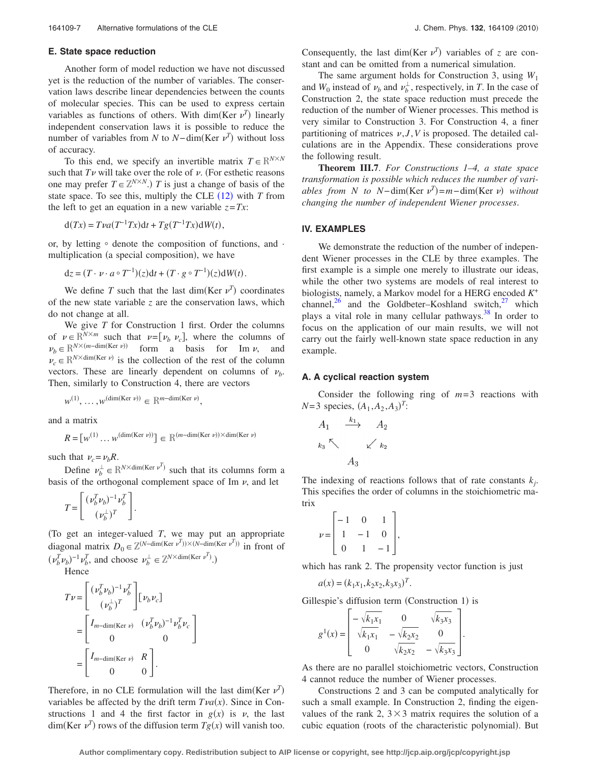### E. State space reduction

Another form of model reduction we have not discussed yet is the reduction of the number of variables. The conservation laws describe linear dependencies between the counts of molecular species. This can be used to express certain variables as functions of others. With $\dim(\mathrm{Ker}\,\nu^T)$ linearly independent conservation laws it is possible to reduce the number of variables from $N$ to $N-\dim(\mathrm{Ker}\,\nu^T)$ without loss of accuracy.

To this end, we specify an invertible matrix $T\in\mathbb{R}^{N\times N}$ such that $T\nu$ will take over the role of $\nu$. (For esthetic reasons one may prefer $T\in\mathbb{Z}^{N\times N}$.) $T$ is just a change of basis of the state space. To see this, multiply the CLE (12) with $T$ from the left to get an equation in a new variable $z=Tx$:

$$\mathrm{d}(Tx)=T\nu a(T^{-1}Tx)\mathrm{d}t+Tg(T^{-1}Tx)\mathrm{d}W(t),$$

or, by letting $\circ$ denote the composition of functions, and $\cdot$ multiplication (a special composition), we have

$$\mathrm{d}z=(T\cdot\nu\cdot a\circ T^{-1})(z)\mathrm{d}t+(T\cdot g\circ T^{-1})(z)\mathrm{d}W(t).$$

We define $T$ such that the last $\dim(\mathrm{Ker}\,\nu^T)$ coordinates of the new state variable $z$ are the conservation laws, which do not change at all.

We give $T$ for Construction 1 first. Order the columns of $\nu\in\mathbb{R}^{N\times m}$ such that $\nu=[\nu_b\ \nu_c]$, where the columns of $\nu_b\in\mathbb{R}^{N\times(m-\dim(\mathrm{Ker}\,\nu))}$ form a basis for $\mathrm{Im}\,\nu$, and $\nu_c\in\mathbb{R}^{N\times\dim(\mathrm{Ker}\,\nu)}$ is the collection of the rest of the column vectors. These are linearly dependent on columns of $\nu_b$. Then, similarly to Construction 4, there are vectors

$$w^{(1)},\ldots,w^{(\dim(\mathrm{Ker}\,\nu))}\in\mathbb{R}^{m-\dim(\mathrm{Ker}\,\nu)},$$

and a matrix

$$R=[w^{(1)}\ldots w^{(\dim(\mathrm{Ker}\,\nu))}]\in\mathbb{R}^{(m-\dim(\mathrm{Ker}\,\nu))\times\dim(\mathrm{Ker}\,\nu)}$$

such that $\nu_c=\nu_bR$.

Define $\nu_b^{\perp}\in\mathbb{R}^{N\times\dim(\mathrm{Ker}\,\nu^T)}$ such that its columns form a basis of the orthogonal complement space of $\mathrm{Im}\,\nu$, and let

$$T=\begin{bmatrix}(\nu_b^T\nu_b)^{-1}\nu_b^T\\ (\nu_b^{\perp})^T\end{bmatrix}.$$

(To get an integer-valued $T$, we may put an appropriate diagonal matrix $D_0\in\mathbb{Z}^{(N-\dim(\mathrm{Ker}\,\nu^T))\times(N-\dim(\mathrm{Ker}\,\nu^T))}$ in front of $(\nu_b^T\nu_b)^{-1}\nu_b^T$, and choose $\nu_b^{\perp}\in\mathbb{Z}^{N\times\dim(\mathrm{Ker}\,\nu^T)}$.)

Hence

$$T\nu=\begin{bmatrix}(\nu_b^T\nu_b)^{-1}\nu_b^T\\ (\nu_b^{\perp})^T\end{bmatrix}[\nu_b\nu_c]=\begin{bmatrix}I_{m-\dim(\mathrm{Ker}\,\nu)} & (\nu_b^T\nu_b)^{-1}\nu_b^T\nu_c\\ 0 & 0\end{bmatrix}=\begin{bmatrix}I_{m-\dim(\mathrm{Ker}\,\nu)} & R\\ 0 & 0\end{bmatrix}.$$

Therefore, in no CLE formulation will the last $\dim(\mathrm{Ker}\,\nu^T)$ variables be affected by the drift term $T\nu a(x)$. Since in Constructions 1 and 4 the first factor in $g(x)$ is $\nu$, the last $\dim(\mathrm{Ker}\,\nu^T)$ rows of the diffusion term $Tg(x)$ will vanish too. Consequently, the last $\dim(\mathrm{Ker}\,\nu^T)$ variables of $z$ are constant and can be omitted from a numerical simulation.

The same argument holds for Construction 3, using $W_1$ and $W_0$ instead of $\nu_b$ and $\nu_b^{\perp}$, respectively, in $T$. In the case of Construction 2, the state space reduction must precede the reduction of the number of Wiener processes. This method is very similar to Construction 3. For Construction 4, a finer partitioning of matrices $\nu, J, V$ is proposed. The detailed calculations are in the Appendix. These considerations prove the following result.

**Theorem III.7**. *For Constructions 1–4, a state space transformation is possible which reduces the number of variables from $N$ to $N-\dim(\mathrm{Ker}\,\nu^T)=m-\dim(\mathrm{Ker}\,\nu)$ without changing the number of independent Wiener processes.*

## IV. EXAMPLES

We demonstrate the reduction of the number of independent Wiener processes in the CLE by three examples. The first example is a simple one merely to illustrate our ideas, while the other two systems are models of real interest to biologists, namely, a Markov model for a HERG encoded $K^+$ channel,[26] and the Goldbeter–Koshland switch,[27] which plays a vital role in many cellular pathways.[38] In order to focus on the application of our main results, we will not carry out the fairly well-known state space reduction in any example.

### A. A cyclical reaction system

Consider the following ring of $m=3$ reactions with $N=3$ species, $(A_1,A_2,A_3)^T$:

$$\begin{array}{ccc} A_1 & \xrightarrow{k_1} & A_2\\ {\scriptstyle k_3}\nwarrow & & \swarrow{\scriptstyle k_2}\\ & A_3 & \end{array}$$

The indexing of reactions follows that of rate constants $k_j$. This specifies the order of columns in the stoichiometric matrix

$$\nu=\begin{bmatrix}-1 & 0 & 1\\ 1 & -1 & 0\\ 0 & 1 & -1\end{bmatrix},$$

which has rank 2. The propensity vector function is just

$$a(x)=(k_1x_1,k_2x_2,k_3x_3)^T.$$

Gillespie's diffusion term (Construction 1) is

$$g^1(x)=\begin{bmatrix}-\sqrt{k_1x_1} & 0 & \sqrt{k_3x_3}\\ \sqrt{k_1x_1} & -\sqrt{k_2x_2} & 0\\ 0 & \sqrt{k_2x_2} & -\sqrt{k_3x_3}\end{bmatrix}.$$

As there are no parallel stoichiometric vectors, Construction 4 cannot reduce the number of Wiener processes.

Constructions 2 and 3 can be computed analytically for such a small example. In Construction 2, finding the eigenvalues of the rank 2, $3\times 3$ matrix requires the solution of a cubic equation (roots of the characteristic polynomial). But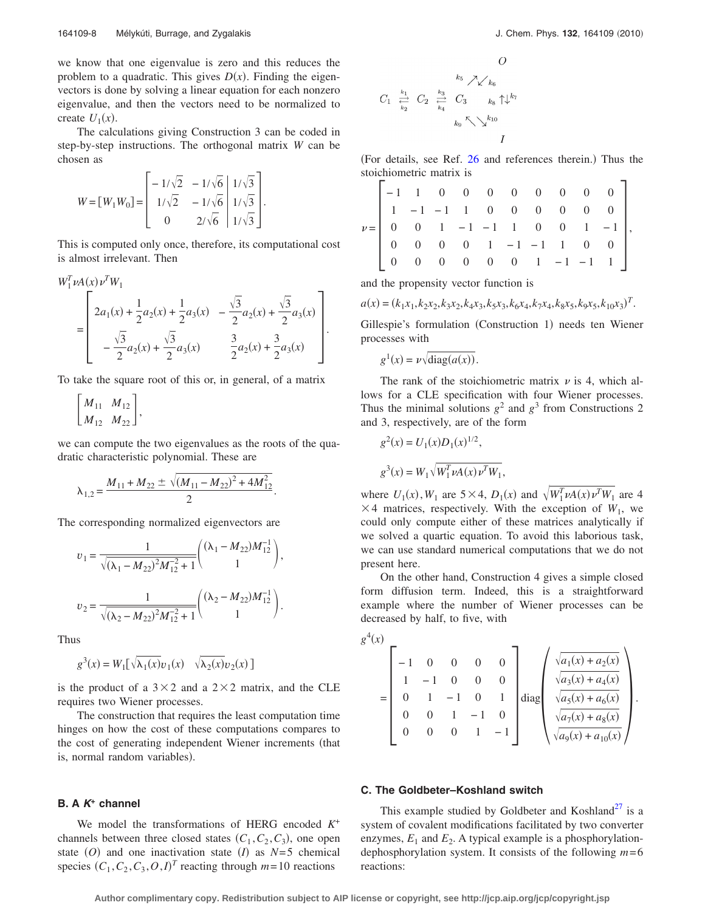we know that one eigenvalue is zero and this reduces the problem to a quadratic. This gives $D(x)$. Finding the eigenvectors is done by solving a linear equation for each nonzero eigenvalue, and then the vectors need to be normalized to create $U_1(x)$.

The calculations giving Construction 3 can be coded in step-by-step instructions. The orthogonal matrix $W$ can be chosen as

$$W = [W_1 W_0] = \left[\begin{array}{cc|c} -1/\sqrt{2} & -1/\sqrt{6} & 1/\sqrt{3} \\ 1/\sqrt{2} & -1/\sqrt{6} & 1/\sqrt{3} \\ 0 & 2/\sqrt{6} & 1/\sqrt{3} \end{array}\right].$$

This is computed only once, therefore, its computational cost is almost irrelevant. Then

$$W_1^T \nu A(x) \nu^T W_1 = \begin{bmatrix} 2a_1(x) + \frac{1}{2}a_2(x) + \frac{1}{2}a_3(x) & -\frac{\sqrt{3}}{2}a_2(x) + \frac{\sqrt{3}}{2}a_3(x) \\ -\frac{\sqrt{3}}{2}a_2(x) + \frac{\sqrt{3}}{2}a_3(x) & \frac{3}{2}a_2(x) + \frac{3}{2}a_3(x) \end{bmatrix}.$$

To take the square root of this or, in general, of a matrix

$$\begin{bmatrix} M_{11} & M_{12} \\ M_{12} & M_{22} \end{bmatrix},$$

we can compute the two eigenvalues as the roots of the quadratic characteristic polynomial. These are

$$\lambda_{1,2} = \frac{M_{11} + M_{22} \pm \sqrt{(M_{11} - M_{22})^2 + 4M_{12}^2}}{2}.$$

The corresponding normalized eigenvectors are

$$v_1 = \frac{1}{\sqrt{(\lambda_1 - M_{22})^2 M_{12}^{-2} + 1}} \begin{pmatrix} (\lambda_1 - M_{22})M_{12}^{-1} \\ 1 \end{pmatrix},$$

$$v_2 = \frac{1}{\sqrt{(\lambda_2 - M_{22})^2 M_{12}^{-2} + 1}} \begin{pmatrix} (\lambda_2 - M_{22})M_{12}^{-1} \\ 1 \end{pmatrix}.$$

Thus

$$g^3(x) = W_1 [\sqrt{\lambda_1(x)} v_1(x) \quad \sqrt{\lambda_2(x)} v_2(x)]$$

is the product of a $3 \times 2$ and a $2 \times 2$ matrix, and the CLE requires two Wiener processes.

The construction that requires the least computation time hinges on how the cost of these computations compares to the cost of generating independent Wiener increments (that is, normal random variables).

### B. A $K^+$ channel

We model the transformations of HERG encoded $K^+$ channels between three closed states $(C_1, C_2, C_3)$, one open state $(O)$ and one inactivation state $(I)$ as $N=5$ chemical species $(C_1, C_2, C_3, O, I)^T$ reacting through $m=10$ reactions

$$\begin{array}{ccccccc} & & & & & O & \\ & & & & k_5 \nearrow\swarrow k_6 & & \\ C_1 & \underset{k_2}{\overset{k_1}{\rightleftarrows}} & C_2 & \underset{k_4}{\overset{k_3}{\rightleftarrows}} & C_3 & & k_8 \uparrow\downarrow k_7 \\ & & & & k_9 \nwarrow\searrow k_{10} & & \\ & & & & & I & \end{array}$$

(For details, see Ref. 26 and references therein.) Thus the stoichiometric matrix is

$$\nu = \begin{bmatrix} -1 & 1 & 0 & 0 & 0 & 0 & 0 & 0 & 0 & 0 \\ 1 & -1 & -1 & 1 & 0 & 0 & 0 & 0 & 0 & 0 \\ 0 & 0 & 1 & -1 & -1 & 1 & 0 & 0 & 1 & -1 \\ 0 & 0 & 0 & 0 & 1 & -1 & -1 & 1 & 0 & 0 \\ 0 & 0 & 0 & 0 & 0 & 0 & 1 & -1 & -1 & 1 \end{bmatrix},$$

and the propensity vector function is

$$a(x) = (k_1x_1, k_2x_2, k_3x_2, k_4x_3, k_5x_3, k_6x_4, k_7x_4, k_8x_5, k_9x_5, k_{10}x_3)^T.$$

Gillespie's formulation (Construction 1) needs ten Wiener processes with

$$g^1(x) = \nu \sqrt{\mathrm{diag}(a(x))}.$$

The rank of the stoichiometric matrix $\nu$ is 4, which allows for a CLE specification with four Wiener processes. Thus the minimal solutions $g^2$ and $g^3$ from Constructions 2 and 3, respectively, are of the form

$$g^2(x) = U_1(x) D_1(x)^{1/2},$$

$$g^3(x) = W_1 \sqrt{W_1^T \nu A(x) \nu^T W_1},$$

where $U_1(x), W_1$ are $5 \times 4$, $D_1(x)$ and $\sqrt{W_1^T \nu A(x) \nu^T W_1}$ are $4 \times 4$ matrices, respectively. With the exception of $W_1$, we could only compute either of these matrices analytically if we solved a quartic equation. To avoid this laborious task, we can use standard numerical computations that we do not present here.

On the other hand, Construction 4 gives a simple closed form diffusion term. Indeed, this is a straightforward example where the number of Wiener processes can be decreased by half, to five, with

$$g^4(x) = \begin{bmatrix} -1 & 0 & 0 & 0 & 0 \\ 1 & -1 & 0 & 0 & 0 \\ 0 & 1 & -1 & 0 & 1 \\ 0 & 0 & 1 & -1 & 0 \\ 0 & 0 & 0 & 1 & -1 \end{bmatrix} \mathrm{diag} \begin{pmatrix} \sqrt{a_1(x) + a_2(x)} \\ \sqrt{a_3(x) + a_4(x)} \\ \sqrt{a_5(x) + a_6(x)} \\ \sqrt{a_7(x) + a_8(x)} \\ \sqrt{a_9(x) + a_{10}(x)} \end{pmatrix}.$$

### C. The Goldbeter–Koshland switch

This example studied by Goldbeter and Koshland[27] is a system of covalent modifications facilitated by two converter enzymes, $E_1$ and $E_2$. A typical example is a phosphorylation-dephosphorylation system. It consists of the following $m=6$ reactions: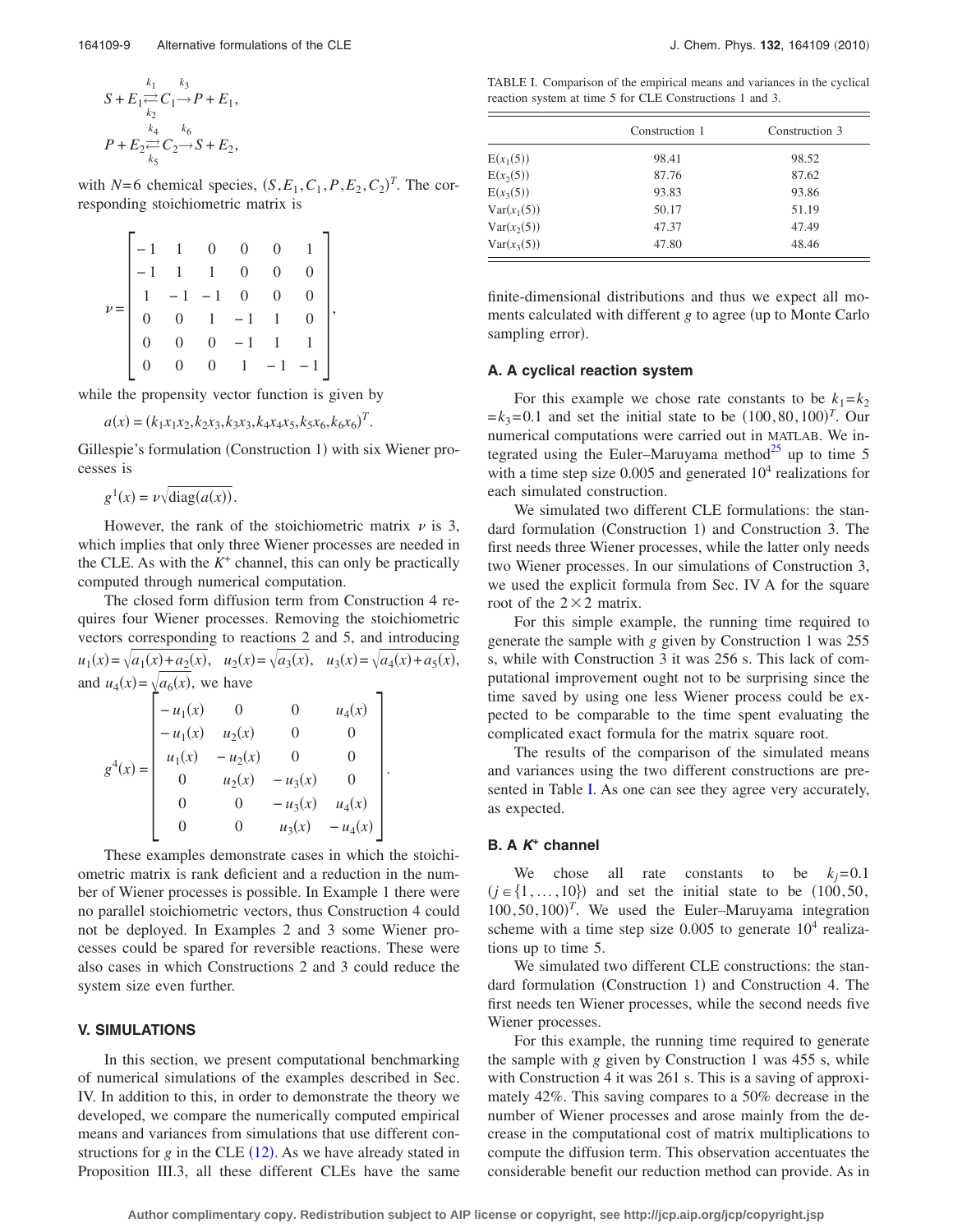$$S + E_1 \underset{k_2}{\overset{k_1}{\rightleftarrows}} C_1 \overset{k_3}{\rightarrow} P + E_1,$$

$$P + E_2 \underset{k_5}{\overset{k_4}{\rightleftarrows}} C_2 \overset{k_6}{\rightarrow} S + E_2,$$

with $N=6$ chemical species, $(S,E_1,C_1,P,E_2,C_2)^T$. The corresponding stoichiometric matrix is

$$\nu = \begin{bmatrix} -1 & 1 & 0 & 0 & 0 & 1 \\ -1 & 1 & 1 & 0 & 0 & 0 \\ 1 & -1 & -1 & 0 & 0 & 0 \\ 0 & 0 & 1 & -1 & 1 & 0 \\ 0 & 0 & 0 & -1 & 1 & 1 \\ 0 & 0 & 0 & 1 & -1 & -1 \end{bmatrix},$$

while the propensity vector function is given by

$$a(x) = (k_1x_1x_2, k_2x_3, k_3x_3, k_4x_4x_5, k_5x_6, k_6x_6)^T.$$

Gillespie's formulation (Construction 1) with six Wiener processes is

$$g^1(x) = \nu\sqrt{\mathrm{diag}(a(x))}.$$

However, the rank of the stoichiometric matrix $\nu$ is 3, which implies that only three Wiener processes are needed in the CLE. As with the $K^+$ channel, this can only be practically computed through numerical computation.

The closed form diffusion term from Construction 4 requires four Wiener processes. Removing the stoichiometric vectors corresponding to reactions 2 and 5, and introducing $u_1(x)=\sqrt{a_1(x)+a_2(x)}$, $u_2(x)=\sqrt{a_3(x)}$, $u_3(x)=\sqrt{a_4(x)+a_5(x)}$, and $u_4(x)=\sqrt{a_6(x)}$, we have

$$g^4(x) = \begin{bmatrix} -u_1(x) & 0 & 0 & u_4(x) \\ -u_1(x) & u_2(x) & 0 & 0 \\ u_1(x) & -u_2(x) & 0 & 0 \\ 0 & u_2(x) & -u_3(x) & 0 \\ 0 & 0 & -u_3(x) & u_4(x) \\ 0 & 0 & u_3(x) & -u_4(x) \end{bmatrix}.$$

These examples demonstrate cases in which the stoichiometric matrix is rank deficient and a reduction in the number of Wiener processes is possible. In Example 1 there were no parallel stoichiometric vectors, thus Construction 4 could not be deployed. In Examples 2 and 3 some Wiener processes could be spared for reversible reactions. These were also cases in which Constructions 2 and 3 could reduce the system size even further.

## V. SIMULATIONS

In this section, we present computational benchmarking of numerical simulations of the examples described in Sec. IV. In addition to this, in order to demonstrate the theory we developed, we compare the numerically computed empirical means and variances from simulations that use different constructions for $g$ in the CLE (12). As we have already stated in Proposition III.3, all these different CLEs have the same finite-dimensional distributions and thus we expect all moments calculated with different $g$ to agree (up to Monte Carlo sampling error).

TABLE I. Comparison of the empirical means and variances in the cyclical reaction system at time 5 for CLE Constructions 1 and 3.

| | Construction 1 | Construction 3 |
|---|---|---|
| $\mathrm{E}(x_1(5))$ | 98.41 | 98.52 |
| $\mathrm{E}(x_2(5))$ | 87.76 | 87.62 |
| $\mathrm{E}(x_3(5))$ | 93.83 | 93.86 |
| $\mathrm{Var}(x_1(5))$ | 50.17 | 51.19 |
| $\mathrm{Var}(x_2(5))$ | 47.37 | 47.49 |
| $\mathrm{Var}(x_3(5))$ | 47.80 | 48.46 |

### A. A cyclical reaction system

For this example we chose rate constants to be $k_1=k_2=k_3=0.1$ and set the initial state to be $(100,80,100)^T$. Our numerical computations were carried out in MATLAB. We integrated using the Euler–Maruyama method[25] up to time 5 with a time step size 0.005 and generated $10^4$ realizations for each simulated construction.

We simulated two different CLE formulations: the standard formulation (Construction 1) and Construction 3. The first needs three Wiener processes, while the latter only needs two Wiener processes. In our simulations of Construction 3, we used the explicit formula from Sec. IV A for the square root of the $2\times 2$ matrix.

For this simple example, the running time required to generate the sample with $g$ given by Construction 1 was 255 s, while with Construction 3 it was 256 s. This lack of computational improvement ought not to be surprising since the time saved by using one less Wiener process could be expected to be comparable to the time spent evaluating the complicated exact formula for the matrix square root.

The results of the comparison of the simulated means and variances using the two different constructions are presented in Table I. As one can see they agree very accurately, as expected.

### B. A $K^+$ channel

We chose all rate constants to be $k_j=0.1$ $(j\in\{1,\ldots,10\})$ and set the initial state to be $(100,50,100,50,100)^T$. We used the Euler–Maruyama integration scheme with a time step size 0.005 to generate $10^4$ realizations up to time 5.

We simulated two different CLE constructions: the standard formulation (Construction 1) and Construction 4. The first needs ten Wiener processes, while the second needs five Wiener processes.

For this example, the running time required to generate the sample with $g$ given by Construction 1 was 455 s, while with Construction 4 it was 261 s. This is a saving of approximately 42%. This saving compares to a 50% decrease in the number of Wiener processes and arose mainly from the decrease in the computational cost of matrix multiplications to compute the diffusion term. This observation accentuates the considerable benefit our reduction method can provide. As in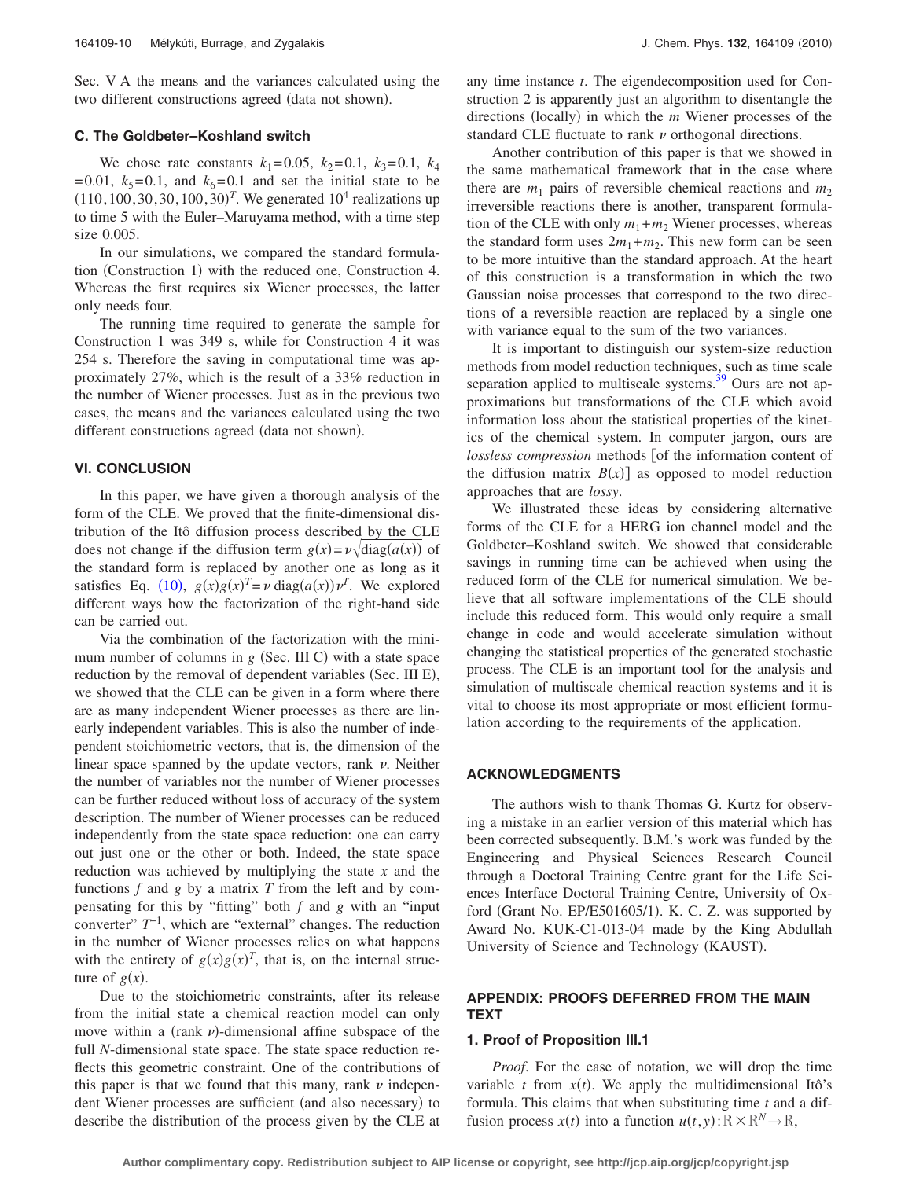Sec. V A the means and the variances calculated using the two different constructions agreed (data not shown).

### C. The Goldbeter–Koshland switch

We chose rate constants $k_1=0.05$, $k_2=0.1$, $k_3=0.1$, $k_4=0.01$, $k_5=0.1$, and $k_6=0.1$ and set the initial state to be $(110,100,30,30,100,30)^T$. We generated $10^4$ realizations up to time 5 with the Euler–Maruyama method, with a time step size 0.005.

In our simulations, we compared the standard formulation (Construction 1) with the reduced one, Construction 4. Whereas the first requires six Wiener processes, the latter only needs four.

The running time required to generate the sample for Construction 1 was 349 s, while for Construction 4 it was 254 s. Therefore the saving in computational time was approximately 27%, which is the result of a 33% reduction in the number of Wiener processes. Just as in the previous two cases, the means and the variances calculated using the two different constructions agreed (data not shown).

## VI. CONCLUSION

In this paper, we have given a thorough analysis of the form of the CLE. We proved that the finite-dimensional distribution of the Itô diffusion process described by the CLE does not change if the diffusion term $g(x)=\nu\sqrt{\mathrm{diag}(a(x))}$ of the standard form is replaced by another one as long as it satisfies Eq. (10), $g(x)g(x)^T=\nu\,\mathrm{diag}(a(x))\nu^T$. We explored different ways how the factorization of the right-hand side can be carried out.

Via the combination of the factorization with the minimum number of columns in $g$ (Sec. III C) with a state space reduction by the removal of dependent variables (Sec. III E), we showed that the CLE can be given in a form where there are as many independent Wiener processes as there are linearly independent variables. This is also the number of independent stoichiometric vectors, that is, the dimension of the linear space spanned by the update vectors, rank $\nu$. Neither the number of variables nor the number of Wiener processes can be further reduced without loss of accuracy of the system description. The number of Wiener processes can be reduced independently from the state space reduction: one can carry out just one or the other or both. Indeed, the state space reduction was achieved by multiplying the state $x$ and the functions $f$ and $g$ by a matrix $T$ from the left and by compensating for this by "fitting" both $f$ and $g$ with an "input converter" $T^{-1}$, which are "external" changes. The reduction in the number of Wiener processes relies on what happens with the entirety of $g(x)g(x)^T$, that is, on the internal structure of $g(x)$.

Due to the stoichiometric constraints, after its release from the initial state a chemical reaction model can only move within a (rank $\nu$)-dimensional affine subspace of the full $N$-dimensional state space. The state space reduction reflects this geometric constraint. One of the contributions of this paper is that we found that this many, rank $\nu$ independent Wiener processes are sufficient (and also necessary) to describe the distribution of the process given by the CLE at any time instance $t$. The eigendecomposition used for Construction 2 is apparently just an algorithm to disentangle the directions (locally) in which the $m$ Wiener processes of the standard CLE fluctuate to rank $\nu$ orthogonal directions.

Another contribution of this paper is that we showed in the same mathematical framework that in the case where there are $m_1$ pairs of reversible chemical reactions and $m_2$ irreversible reactions there is another, transparent formulation of the CLE with only $m_1+m_2$ Wiener processes, whereas the standard form uses $2m_1+m_2$. This new form can be seen to be more intuitive than the standard approach. At the heart of this construction is a transformation in which the two Gaussian noise processes that correspond to the two directions of a reversible reaction are replaced by a single one with variance equal to the sum of the two variances.

It is important to distinguish our system-size reduction methods from model reduction techniques, such as time scale separation applied to multiscale systems.[39] Ours are not approximations but transformations of the CLE which avoid information loss about the statistical properties of the kinetics of the chemical system. In computer jargon, ours are *lossless compression* methods [of the information content of the diffusion matrix $B(x)$] as opposed to model reduction approaches that are *lossy*.

We illustrated these ideas by considering alternative forms of the CLE for a HERG ion channel model and the Goldbeter–Koshland switch. We showed that considerable savings in running time can be achieved when using the reduced form of the CLE for numerical simulation. We believe that all software implementations of the CLE should include this reduced form. This would only require a small change in code and would accelerate simulation without changing the statistical properties of the generated stochastic process. The CLE is an important tool for the analysis and simulation of multiscale chemical reaction systems and it is vital to choose its most appropriate or most efficient formulation according to the requirements of the application.

## ACKNOWLEDGMENTS

The authors wish to thank Thomas G. Kurtz for observing a mistake in an earlier version of this material which has been corrected subsequently. B.M.'s work was funded by the Engineering and Physical Sciences Research Council through a Doctoral Training Centre grant for the Life Sciences Interface Doctoral Training Centre, University of Oxford (Grant No. EP/E501605/1). K. C. Z. was supported by Award No. KUK-C1-013-04 made by the King Abdullah University of Science and Technology (KAUST).

## APPENDIX: PROOFS DEFERRED FROM THE MAIN TEXT

### 1. Proof of Proposition III.1

*Proof.* For the ease of notation, we will drop the time variable $t$ from $x(t)$. We apply the multidimensional Itô's formula. This claims that when substituting time $t$ and a diffusion process $x(t)$ into a function $u(t,y):\mathbb{R}\times\mathbb{R}^N\to\mathbb{R}$,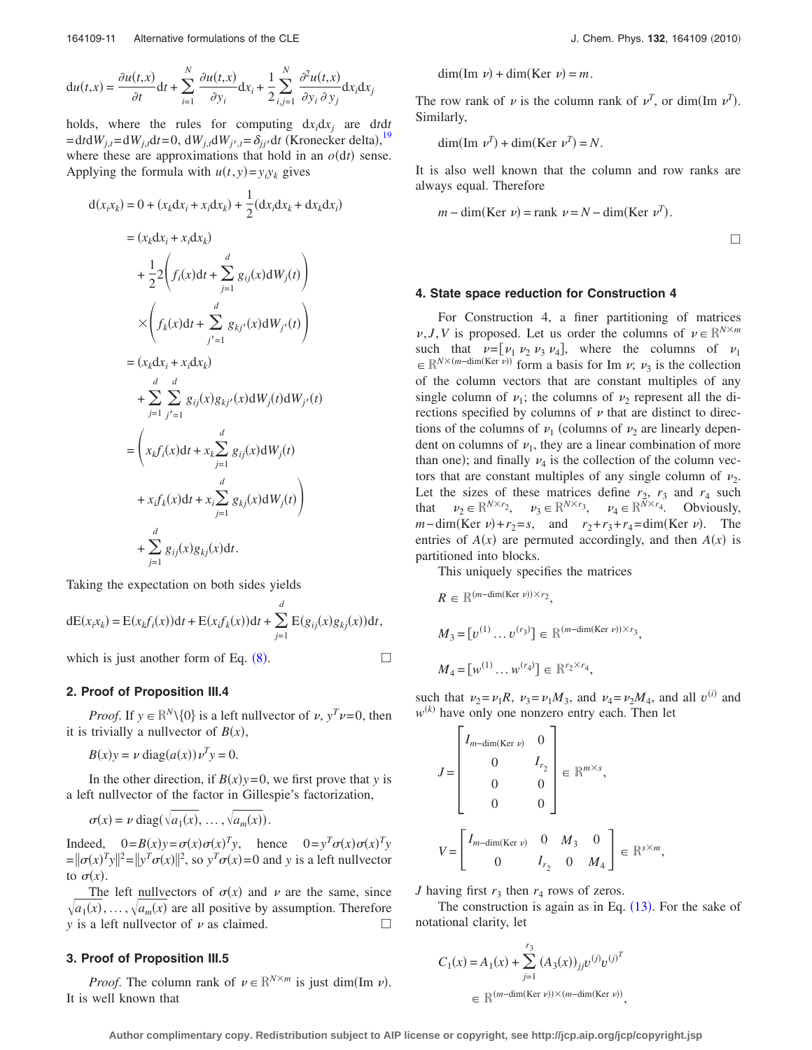$$\mathrm{d}u(t,x) = \frac{\partial u(t,x)}{\partial t}\mathrm{d}t + \sum_{i=1}^{N} \frac{\partial u(t,x)}{\partial y_i}\mathrm{d}x_i + \frac{1}{2}\sum_{i,j=1}^{N} \frac{\partial^2 u(t,x)}{\partial y_i \partial y_j}\mathrm{d}x_i \mathrm{d}x_j$$

holds, where the rules for computing $\mathrm{d}x_i \mathrm{d}x_j$ are $\mathrm{d}t\mathrm{d}t = \mathrm{d}t\mathrm{d}W_{j,t} = \mathrm{d}W_{j,t}\mathrm{d}t = 0$, $\mathrm{d}W_{j,t}\mathrm{d}W_{j',t} = \delta_{jj'}\mathrm{d}t$ (Kronecker delta),[19] where these are approximations that hold in an $o(\mathrm{d}t)$ sense. Applying the formula with $u(t,y) = y_i y_k$ gives

$$\begin{aligned}
\mathrm{d}(x_i x_k) &= 0 + (x_k \mathrm{d}x_i + x_i \mathrm{d}x_k) + \frac{1}{2}(\mathrm{d}x_i \mathrm{d}x_k + \mathrm{d}x_k \mathrm{d}x_i) \\
&= (x_k \mathrm{d}x_i + x_i \mathrm{d}x_k) \\
&\quad + \frac{1}{2}2\left( f_i(x)\mathrm{d}t + \sum_{j=1}^{d} g_{ij}(x)\mathrm{d}W_j(t) \right) \\
&\quad \times \left( f_k(x)\mathrm{d}t + \sum_{j'=1}^{d} g_{kj'}(x)\mathrm{d}W_{j'}(t) \right) \\
&= (x_k \mathrm{d}x_i + x_i \mathrm{d}x_k) \\
&\quad + \sum_{j=1}^{d}\sum_{j'=1}^{d} g_{ij}(x) g_{kj'}(x)\mathrm{d}W_j(t)\mathrm{d}W_{j'}(t) \\
&= \left( x_k f_i(x)\mathrm{d}t + x_k \sum_{j=1}^{d} g_{ij}(x)\mathrm{d}W_j(t) \right. \\
&\quad \left. + x_i f_k(x)\mathrm{d}t + x_i \sum_{j=1}^{d} g_{kj}(x)\mathrm{d}W_j(t) \right) \\
&\quad + \sum_{j=1}^{d} g_{ij}(x) g_{kj}(x)\mathrm{d}t.
\end{aligned}$$

Taking the expectation on both sides yields

$$\mathrm{d}\mathrm{E}(x_i x_k) = \mathrm{E}(x_k f_i(x))\mathrm{d}t + \mathrm{E}(x_i f_k(x))\mathrm{d}t + \sum_{j=1}^{d} \mathrm{E}(g_{ij}(x) g_{kj}(x))\mathrm{d}t,$$

which is just another form of Eq. (8). □

### 2. Proof of Proposition III.4

*Proof.* If $y \in \mathbb{R}^N \setminus \{0\}$ is a left nullvector of $\nu$, $y^T \nu = 0$, then it is trivially a nullvector of $B(x)$,

$$B(x)y = \nu \,\mathrm{diag}(a(x))\nu^T y = 0.$$

In the other direction, if $B(x)y = 0$, we first prove that $y$ is a left nullvector of the factor in Gillespie's factorization,

$$\sigma(x) = \nu \,\mathrm{diag}(\sqrt{a_1(x)}, \ldots, \sqrt{a_m(x)}).$$

Indeed, $0 = B(x)y = \sigma(x)\sigma(x)^T y$, hence $0 = y^T \sigma(x)\sigma(x)^T y = \|\sigma(x)^T y\|^2 = \|y^T \sigma(x)\|^2$, so $y^T \sigma(x) = 0$ and $y$ is a left nullvector to $\sigma(x)$.

The left nullvectors of $\sigma(x)$ and $\nu$ are the same, since $\sqrt{a_1(x)}, \ldots, \sqrt{a_m(x)}$ are all positive by assumption. Therefore $y$ is a left nullvector of $\nu$ as claimed. □

### 3. Proof of Proposition III.5

*Proof.* The column rank of $\nu \in \mathbb{R}^{N\times m}$ is just $\dim(\mathrm{Im}\ \nu)$. It is well known that

$$\dim(\mathrm{Im}\ \nu) + \dim(\mathrm{Ker}\ \nu) = m.$$

The row rank of $\nu$ is the column rank of $\nu^T$, or $\dim(\mathrm{Im}\ \nu^T)$. Similarly,

$$\dim(\mathrm{Im}\ \nu^T) + \dim(\mathrm{Ker}\ \nu^T) = N.$$

It is also well known that the column and row ranks are always equal. Therefore

$$m - \dim(\mathrm{Ker}\ \nu) = \mathrm{rank}\ \nu = N - \dim(\mathrm{Ker}\ \nu^T).$$

□

### 4. State space reduction for Construction 4

For Construction 4, a finer partitioning of matrices $\nu, J, V$ is proposed. Let us order the columns of $\nu \in \mathbb{R}^{N\times m}$ such that $\nu = [\nu_1\ \nu_2\ \nu_3\ \nu_4]$, where the columns of $\nu_1 \in \mathbb{R}^{N\times(m-\dim(\mathrm{Ker}\ \nu))}$ form a basis for $\mathrm{Im}\ \nu$; $\nu_3$ is the collection of the column vectors that are constant multiples of any single column of $\nu_1$; the columns of $\nu_2$ represent all the directions specified by columns of $\nu$ that are distinct to directions of the columns of $\nu_1$ (columns of $\nu_2$ are linearly dependent on columns of $\nu_1$, they are a linear combination of more than one); and finally $\nu_4$ is the collection of the column vectors that are constant multiples of any single column of $\nu_2$. Let the sizes of these matrices define $r_2$, $r_3$ and $r_4$ such that $\nu_2 \in \mathbb{R}^{N\times r_2}$, $\nu_3 \in \mathbb{R}^{N\times r_3}$, $\nu_4 \in \mathbb{R}^{N\times r_4}$. Obviously, $m - \dim(\mathrm{Ker}\ \nu) + r_2 = s$, and $r_2 + r_3 + r_4 = \dim(\mathrm{Ker}\ \nu)$. The entries of $A(x)$ are permuted accordingly, and then $A(x)$ is partitioned into blocks.

This uniquely specifies the matrices

$$R \in \mathbb{R}^{(m-\dim(\mathrm{Ker}\ \nu))\times r_2},$$

$$M_3 = [v^{(1)} \ldots v^{(r_3)}] \in \mathbb{R}^{(m-\dim(\mathrm{Ker}\ \nu))\times r_3},$$

$$M_4 = [w^{(1)} \ldots w^{(r_4)}] \in \mathbb{R}^{r_2\times r_4},$$

such that $\nu_2 = \nu_1 R$, $\nu_3 = \nu_1 M_3$, and $\nu_4 = \nu_2 M_4$, and all $v^{(i)}$ and $w^{(k)}$ have only one nonzero entry each. Then let

$$J = \begin{bmatrix} I_{m-\dim(\mathrm{Ker}\ \nu)} & 0 \\ 0 & I_{r_2} \\ 0 & 0 \\ 0 & 0 \end{bmatrix} \in \mathbb{R}^{m\times s},$$

$$V = \begin{bmatrix} I_{m-\dim(\mathrm{Ker}\ \nu)} & 0 & M_3 & 0 \\ 0 & I_{r_2} & 0 & M_4 \end{bmatrix} \in \mathbb{R}^{s\times m},$$

$J$ having first $r_3$ then $r_4$ rows of zeros.

The construction is again as in Eq. (13). For the sake of notational clarity, let

$$C_1(x) = A_1(x) + \sum_{j=1}^{r_3} (A_3(x))_{jj} v^{(j)} v^{(j)^T} \in \mathbb{R}^{(m-\dim(\mathrm{Ker}\ \nu))\times(m-\dim(\mathrm{Ker}\ \nu))},$$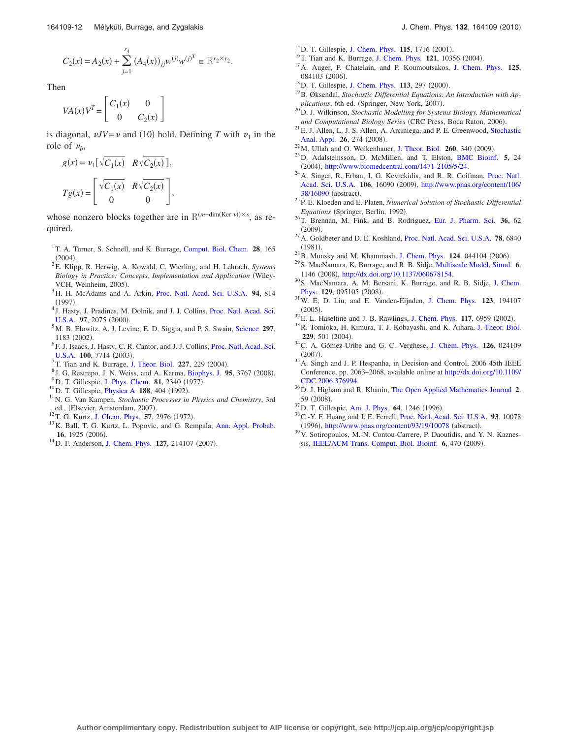$$C_2(x) = A_2(x) + \sum_{j=1}^{r_4} (A_4(x))_{jj} w^{(j)} w^{(j)^T} \in \mathbb{R}^{r_2 \times r_2}.$$

Then

$$VA(x)V^T = \begin{bmatrix} C_1(x) & 0 \\ 0 & C_2(x) \end{bmatrix}$$

is diagonal, $\nu JV = \nu$ and (10) hold. Defining $T$ with $\nu_1$ in the role of $\nu_b$,

$$g(x) = \nu_1 [\sqrt{C_1(x)} \quad R\sqrt{C_2(x)}],$$

$$Tg(x) = \begin{bmatrix} \sqrt{C_1(x)} & R\sqrt{C_2(x)} \\ 0 & 0 \end{bmatrix},$$

whose nonzero blocks together are in $\mathbb{R}^{(m-\dim(\mathrm{Ker}\,\nu))\times s}$, as required.

[1] T. A. Turner, S. Schnell, and K. Burrage, Comput. Biol. Chem. **28**, 165 (2004).

[2] E. Klipp, R. Herwig, A. Kowald, C. Wierling, and H. Lehrach, *Systems Biology in Practice: Concepts, Implementation and Application* (Wiley-VCH, Weinheim, 2005).

[3] H. H. McAdams and A. Arkin, Proc. Natl. Acad. Sci. U.S.A. **94**, 814 (1997).

[4] J. Hasty, J. Pradines, M. Dolnik, and J. J. Collins, Proc. Natl. Acad. Sci. U.S.A. **97**, 2075 (2000).

[5] M. B. Elowitz, A. J. Levine, E. D. Siggia, and P. S. Swain, Science **297**, 1183 (2002).

[6] F. J. Isaacs, J. Hasty, C. R. Cantor, and J. J. Collins, Proc. Natl. Acad. Sci. U.S.A. **100**, 7714 (2003).

[7] T. Tian and K. Burrage, J. Theor. Biol. **227**, 229 (2004).

[8] J. G. Restrepo, J. N. Weiss, and A. Karma, Biophys. J. **95**, 3767 (2008).

[9] D. T. Gillespie, J. Phys. Chem. **81**, 2340 (1977).

[10] D. T. Gillespie, Physica A **188**, 404 (1992).

[11] N. G. Van Kampen, *Stochastic Processes in Physics and Chemistry*, 3rd ed., (Elsevier, Amsterdam, 2007).

[12] T. G. Kurtz, J. Chem. Phys. **57**, 2976 (1972).

[13] K. Ball, T. G. Kurtz, L. Popovic, and G. Rempala, Ann. Appl. Probab. **16**, 1925 (2006).

[14] D. F. Anderson, J. Chem. Phys. **127**, 214107 (2007).

[15] D. T. Gillespie, J. Chem. Phys. **115**, 1716 (2001).

[16] T. Tian and K. Burrage, J. Chem. Phys. **121**, 10356 (2004).

[17] A. Auger, P. Chatelain, and P. Koumoutsakos, J. Chem. Phys. **125**, 084103 (2006).

[18] D. T. Gillespie, J. Chem. Phys. **113**, 297 (2000).

[19] B. Øksendal, *Stochastic Differential Equations: An Introduction with Applications*, 6th ed. (Springer, New York, 2007).

[20] D. J. Wilkinson, *Stochastic Modelling for Systems Biology, Mathematical and Computational Biology Series* (CRC Press, Boca Raton, 2006).

[21] E. J. Allen, L. J. S. Allen, A. Arciniega, and P. E. Greenwood, Stochastic Anal. Appl. **26**, 274 (2008).

[22] M. Ullah and O. Wolkenhauer, J. Theor. Biol. **260**, 340 (2009).

[23] D. Adalsteinsson, D. McMillen, and T. Elston, BMC Bioinf. **5**, 24 (2004), http://www.biomedcentral.com/1471-2105/5/24.

[24] A. Singer, R. Erban, I. G. Kevrekidis, and R. R. Coifman, Proc. Natl. Acad. Sci. U.S.A. **106**, 16090 (2009), http://www.pnas.org/content/106/38/16090 (abstract).

[25] P. E. Kloeden and E. Platen, *Numerical Solution of Stochastic Differential Equations* (Springer, Berlin, 1992).

[26] T. Brennan, M. Fink, and B. Rodriguez, Eur. J. Pharm. Sci. **36**, 62 (2009).

[27] A. Goldbeter and D. E. Koshland, Proc. Natl. Acad. Sci. U.S.A. **78**, 6840 (1981).

[28] B. Munsky and M. Khammash, J. Chem. Phys. **124**, 044104 (2006).

[29] S. MacNamara, K. Burrage, and R. B. Sidje, Multiscale Model. Simul. **6**, 1146 (2008), http://dx.doi.org/10.1137/060678154.

[30] S. MacNamara, A. M. Bersani, K. Burrage, and R. B. Sidje, J. Chem. Phys. **129**, 095105 (2008).

[31] W. E, D. Liu, and E. Vanden-Eijnden, J. Chem. Phys. **123**, 194107 (2005).

[32] E. L. Haseltine and J. B. Rawlings, J. Chem. Phys. **117**, 6959 (2002).

[33] R. Tomioka, H. Kimura, T. J. Kobayashi, and K. Aihara, J. Theor. Biol. **229**, 501 (2004).

[34] C. A. Gómez-Uribe and G. C. Verghese, J. Chem. Phys. **126**, 024109 (2007).

[35] A. Singh and J. P. Hespanha, in Decision and Control, 2006 45th IEEE Conference, pp. 2063–2068, available online at http://dx.doi.org/10.1109/CDC.2006.376994.

[36] D. J. Higham and R. Khanin, The Open Applied Mathematics Journal **2**, 59 (2008).

[37] D. T. Gillespie, Am. J. Phys. **64**, 1246 (1996).

[38] C.-Y. F. Huang and J. E. Ferrell, Proc. Natl. Acad. Sci. U.S.A. **93**, 10078 (1996), http://www.pnas.org/content/93/19/10078 (abstract).

[39] V. Sotiropoulos, M.-N. Contou-Carrere, P. Daoutidis, and Y. N. Kaznessis, IEEE/ACM Trans. Comput. Biol. Bioinf. **6**, 470 (2009).